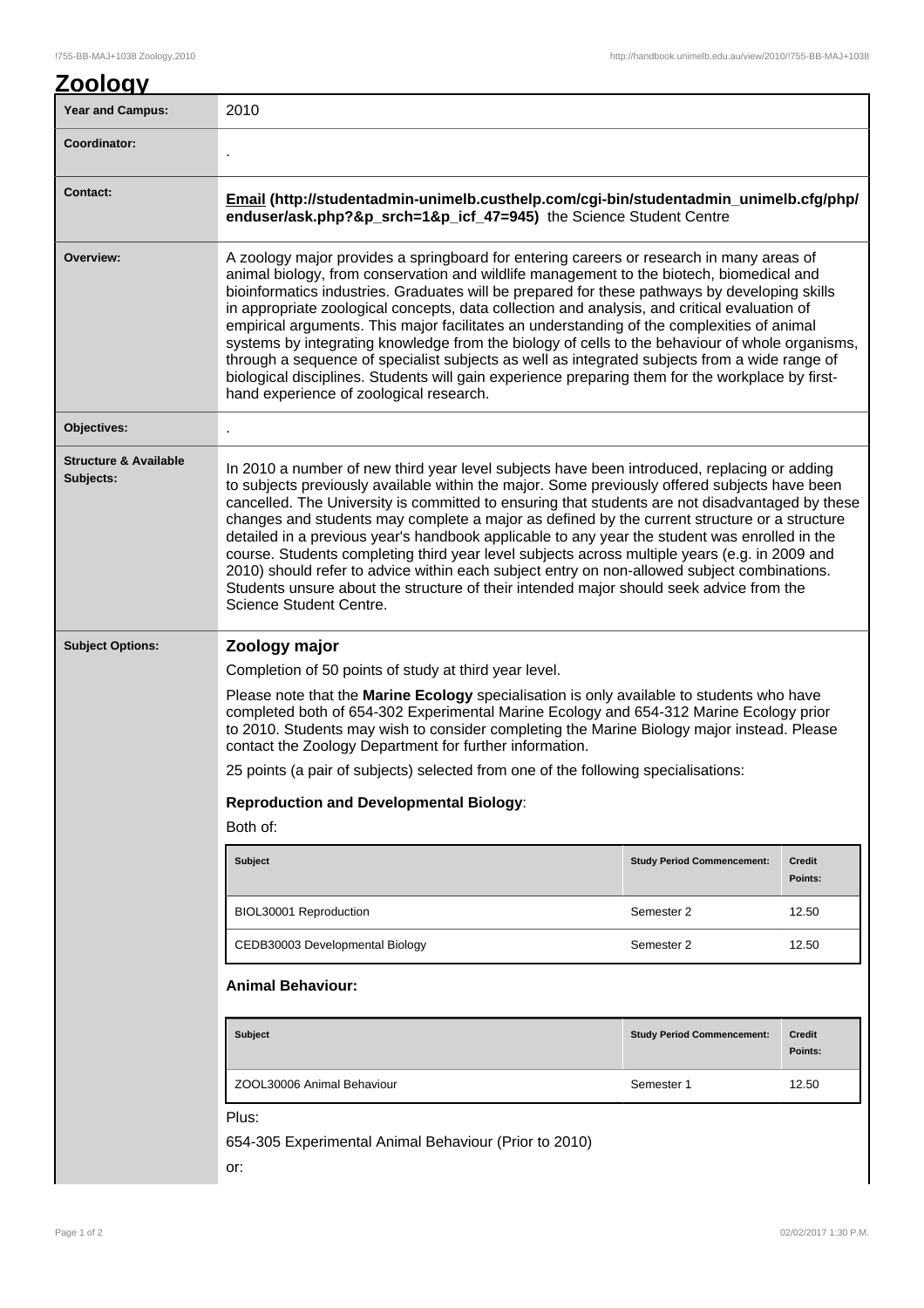# Zoology

| | |
|---|---|
| **Year and Campus:** | 2010 |
| **Coordinator:** | . |
| **Contact:** | **Email (http://studentadmin-unimelb.custhelp.com/cgi-bin/studentadmin_unimelb.cfg/php/enduser/ask.php?&p_srch=1&p_icf_47=945)** the Science Student Centre |
| **Overview:** | A zoology major provides a springboard for entering careers or research in many areas of animal biology, from conservation and wildlife management to the biotech, biomedical and bioinformatics industries. Graduates will be prepared for these pathways by developing skills in appropriate zoological concepts, data collection and analysis, and critical evaluation of empirical arguments. This major facilitates an understanding of the complexities of animal systems by integrating knowledge from the biology of cells to the behaviour of whole organisms, through a sequence of specialist subjects as well as integrated subjects from a wide range of biological disciplines. Students will gain experience preparing them for the workplace by first-hand experience of zoological research. |
| **Objectives:** | . |
| **Structure & Available Subjects:** | In 2010 a number of new third year level subjects have been introduced, replacing or adding to subjects previously available within the major. Some previously offered subjects have been cancelled. The University is committed to ensuring that students are not disadvantaged by these changes and students may complete a major as defined by the current structure or a structure detailed in a previous year's handbook applicable to any year the student was enrolled in the course. Students completing third year level subjects across multiple years (e.g. in 2009 and 2010) should refer to advice within each subject entry on non-allowed subject combinations. Students unsure about the structure of their intended major should seek advice from the Science Student Centre. |

**Subject Options:**

## Zoology major

Completion of 50 points of study at third year level.

Please note that the **Marine Ecology** specialisation is only available to students who have completed both of 654-302 Experimental Marine Ecology and 654-312 Marine Ecology prior to 2010. Students may wish to consider completing the Marine Biology major instead. Please contact the Zoology Department for further information.

25 points (a pair of subjects) selected from one of the following specialisations:

### Reproduction and Developmental Biology:

Both of:

| Subject | Study Period Commencement: | Credit Points: |
|---|---|---|
| BIOL30001 Reproduction | Semester 2 | 12.50 |
| CEDB30003 Developmental Biology | Semester 2 | 12.50 |

### Animal Behaviour:

| Subject | Study Period Commencement: | Credit Points: |
|---|---|---|
| ZOOL30006 Animal Behaviour | Semester 1 | 12.50 |

Plus:

654-305 Experimental Animal Behaviour (Prior to 2010)

or: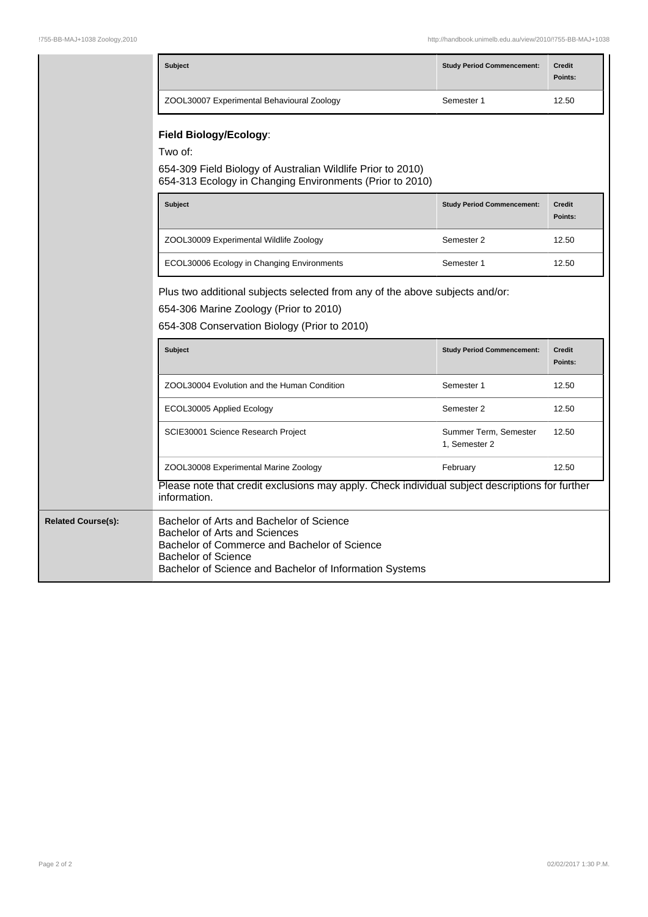| Subject | Study Period Commencement: | Credit Points: |
|---|---|---|
| ZOOL30007 Experimental Behavioural Zoology | Semester 1 | 12.50 |

**Field Biology/Ecology**:

Two of:

654-309 Field Biology of Australian Wildlife Prior to 2010)
654-313 Ecology in Changing Environments (Prior to 2010)

| Subject | Study Period Commencement: | Credit Points: |
|---|---|---|
| ZOOL30009 Experimental Wildlife Zoology | Semester 2 | 12.50 |
| ECOL30006 Ecology in Changing Environments | Semester 1 | 12.50 |

Plus two additional subjects selected from any of the above subjects and/or:

654-306 Marine Zoology (Prior to 2010)

654-308 Conservation Biology (Prior to 2010)

| Subject | Study Period Commencement: | Credit Points: |
|---|---|---|
| ZOOL30004 Evolution and the Human Condition | Semester 1 | 12.50 |
| ECOL30005 Applied Ecology | Semester 2 | 12.50 |
| SCIE30001 Science Research Project | Summer Term, Semester 1, Semester 2 | 12.50 |
| ZOOL30008 Experimental Marine Zoology | February | 12.50 |

Please note that credit exclusions may apply. Check individual subject descriptions for further information.

**Related Course(s):**

Bachelor of Arts and Bachelor of Science
Bachelor of Arts and Sciences
Bachelor of Commerce and Bachelor of Science
Bachelor of Science
Bachelor of Science and Bachelor of Information Systems